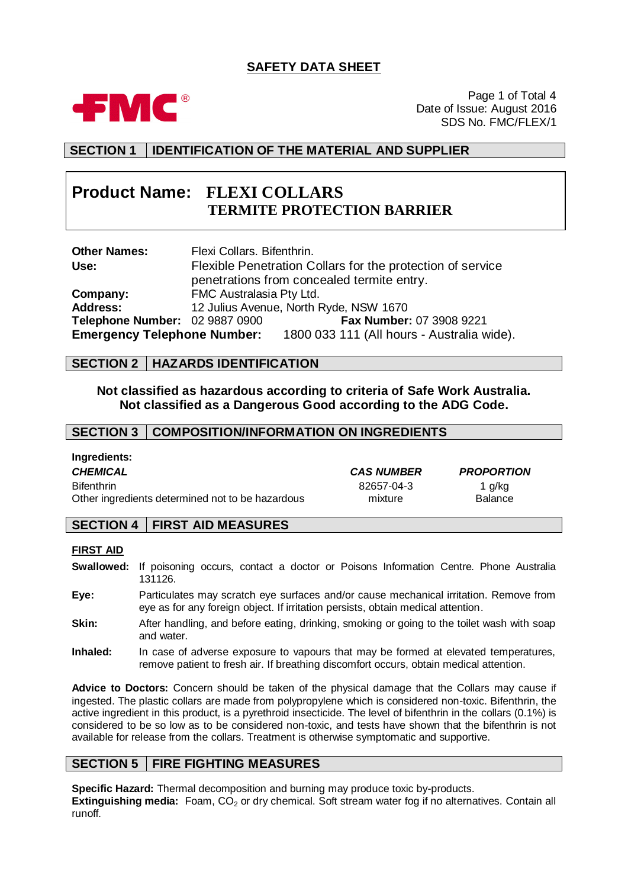# SAFETY DATA SHEET

**FMC**®

Page 1 of Total 4
Date of Issue: August 2016
SDS No. FMC/FLEX/1

## SECTION 1 | IDENTIFICATION OF THE MATERIAL AND SUPPLIER

**Product Name: FLEXI COLLARS**
**TERMITE PROTECTION BARRIER**

**Other Names:** Flexi Collars. Bifenthrin.
**Use:** Flexible Penetration Collars for the protection of service penetrations from concealed termite entry.
**Company:** FMC Australasia Pty Ltd.
**Address:** 12 Julius Avenue, North Ryde, NSW 1670
**Telephone Number:** 02 9887 0900 **Fax Number:** 07 3908 9221
**Emergency Telephone Number:** 1800 033 111 (All hours - Australia wide).

## SECTION 2 | HAZARDS IDENTIFICATION

**Not classified as hazardous according to criteria of Safe Work Australia.**
**Not classified as a Dangerous Good according to the ADG Code.**

## SECTION 3 | COMPOSITION/INFORMATION ON INGREDIENTS

**Ingredients:**

| ***CHEMICAL*** | ***CAS NUMBER*** | ***PROPORTION*** |
|---|---|---|
| Bifenthrin | 82657-04-3 | 1 g/kg |
| Other ingredients determined not to be hazardous | mixture | Balance |

## SECTION 4 | FIRST AID MEASURES

**FIRST AID**

**Swallowed:** If poisoning occurs, contact a doctor or Poisons Information Centre. Phone Australia 131126.

**Eye:** Particulates may scratch eye surfaces and/or cause mechanical irritation. Remove from eye as for any foreign object. If irritation persists, obtain medical attention.

**Skin:** After handling, and before eating, drinking, smoking or going to the toilet wash with soap and water.

**Inhaled:** In case of adverse exposure to vapours that may be formed at elevated temperatures, remove patient to fresh air. If breathing discomfort occurs, obtain medical attention.

**Advice to Doctors:** Concern should be taken of the physical damage that the Collars may cause if ingested. The plastic collars are made from polypropylene which is considered non-toxic. Bifenthrin, the active ingredient in this product, is a pyrethroid insecticide. The level of bifenthrin in the collars (0.1%) is considered to be so low as to be considered non-toxic, and tests have shown that the bifenthrin is not available for release from the collars. Treatment is otherwise symptomatic and supportive.

## SECTION 5 | FIRE FIGHTING MEASURES

**Specific Hazard:** Thermal decomposition and burning may produce toxic by-products.
**Extinguishing media:** Foam, $CO_2$ or dry chemical. Soft stream water fog if no alternatives. Contain all runoff.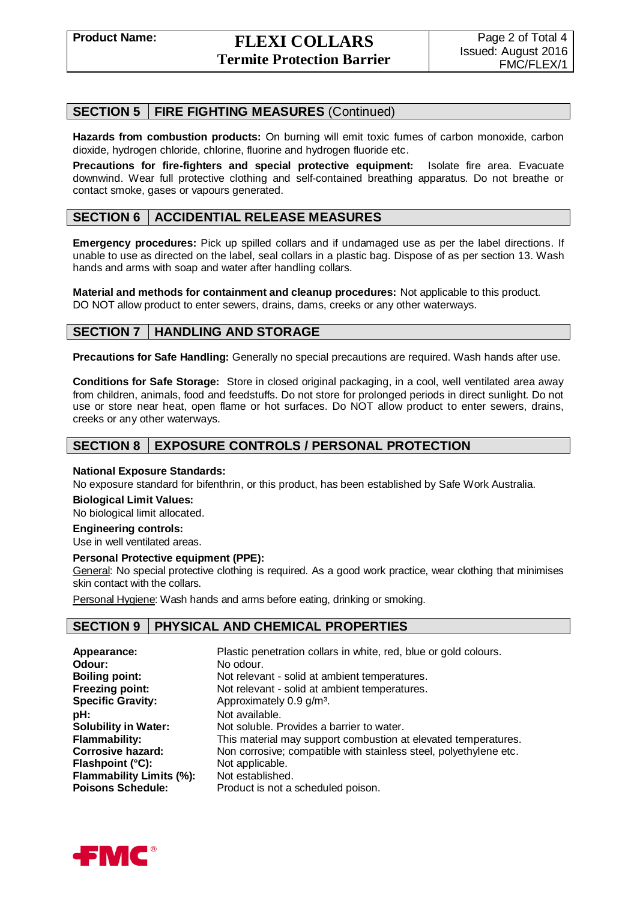## SECTION 5 FIRE FIGHTING MEASURES (Continued)

**Hazards from combustion products:** On burning will emit toxic fumes of carbon monoxide, carbon dioxide, hydrogen chloride, chlorine, fluorine and hydrogen fluoride etc.

**Precautions for fire-fighters and special protective equipment:** Isolate fire area. Evacuate downwind. Wear full protective clothing and self-contained breathing apparatus. Do not breathe or contact smoke, gases or vapours generated.

## SECTION 6 ACCIDENTIAL RELEASE MEASURES

**Emergency procedures:** Pick up spilled collars and if undamaged use as per the label directions. If unable to use as directed on the label, seal collars in a plastic bag. Dispose of as per section 13. Wash hands and arms with soap and water after handling collars.

**Material and methods for containment and cleanup procedures:** Not applicable to this product. DO NOT allow product to enter sewers, drains, dams, creeks or any other waterways.

## SECTION 7 HANDLING AND STORAGE

**Precautions for Safe Handling:** Generally no special precautions are required. Wash hands after use.

**Conditions for Safe Storage:** Store in closed original packaging, in a cool, well ventilated area away from children, animals, food and feedstuffs. Do not store for prolonged periods in direct sunlight. Do not use or store near heat, open flame or hot surfaces. Do NOT allow product to enter sewers, drains, creeks or any other waterways.

## SECTION 8 EXPOSURE CONTROLS / PERSONAL PROTECTION

**National Exposure Standards:**
No exposure standard for bifenthrin, or this product, has been established by Safe Work Australia.

**Biological Limit Values:**
No biological limit allocated.

**Engineering controls:**
Use in well ventilated areas.

**Personal Protective equipment (PPE):**
General: No special protective clothing is required. As a good work practice, wear clothing that minimises skin contact with the collars.

Personal Hygiene: Wash hands and arms before eating, drinking or smoking.

## SECTION 9 PHYSICAL AND CHEMICAL PROPERTIES

| | |
|---|---|
| **Appearance:** | Plastic penetration collars in white, red, blue or gold colours. |
| **Odour:** | No odour. |
| **Boiling point:** | Not relevant - solid at ambient temperatures. |
| **Freezing point:** | Not relevant - solid at ambient temperatures. |
| **Specific Gravity:** | Approximately 0.9 g/m³. |
| **pH:** | Not available. |
| **Solubility in Water:** | Not soluble. Provides a barrier to water. |
| **Flammability:** | This material may support combustion at elevated temperatures. |
| **Corrosive hazard:** | Non corrosive; compatible with stainless steel, polyethylene etc. |
| **Flashpoint (°C):** | Not applicable. |
| **Flammability Limits (%):** | Not established. |
| **Poisons Schedule:** | Product is not a scheduled poison. |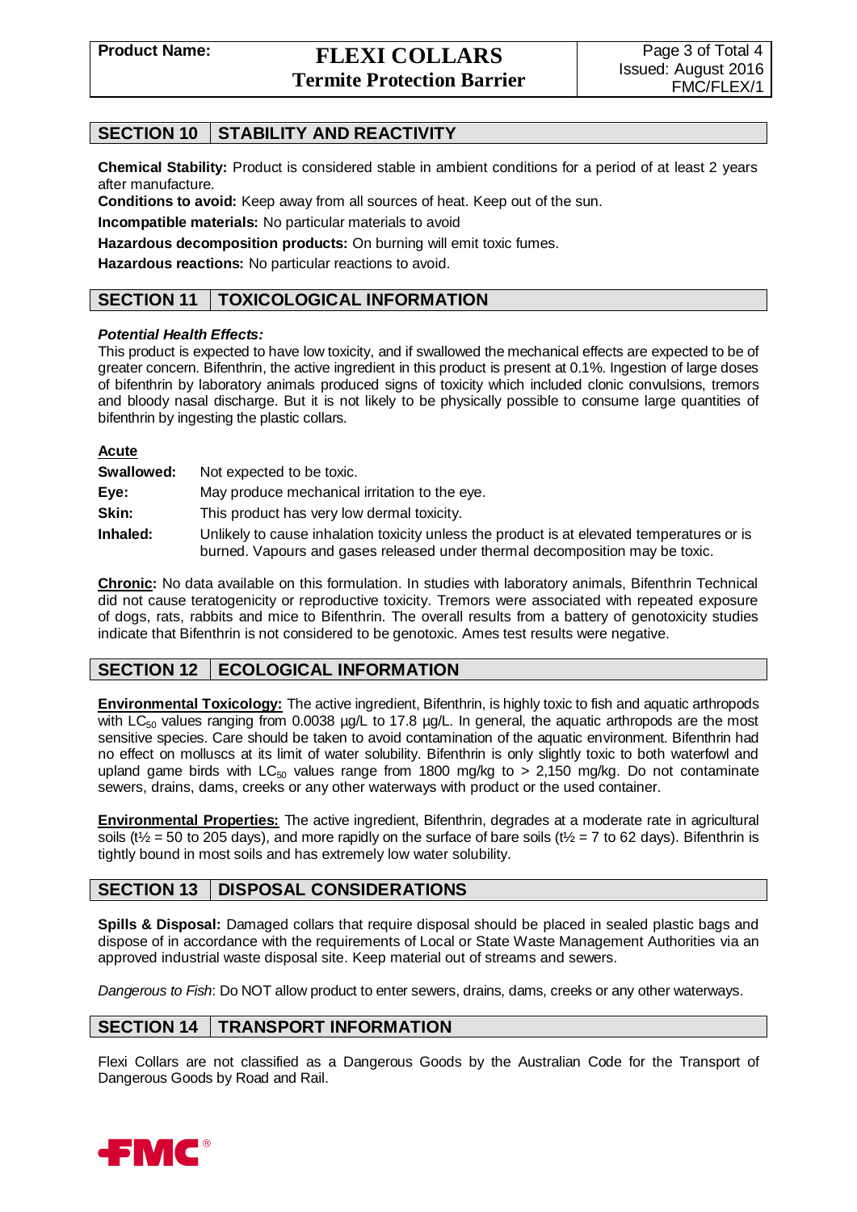## SECTION 10 STABILITY AND REACTIVITY

**Chemical Stability:** Product is considered stable in ambient conditions for a period of at least 2 years after manufacture.

**Conditions to avoid:** Keep away from all sources of heat. Keep out of the sun.

**Incompatible materials:** No particular materials to avoid

**Hazardous decomposition products:** On burning will emit toxic fumes.

**Hazardous reactions:** No particular reactions to avoid.

## SECTION 11 TOXICOLOGICAL INFORMATION

***Potential Health Effects:***

This product is expected to have low toxicity, and if swallowed the mechanical effects are expected to be of greater concern. Bifenthrin, the active ingredient in this product is present at 0.1%. Ingestion of large doses of bifenthrin by laboratory animals produced signs of toxicity which included clonic convulsions, tremors and bloody nasal discharge. But it is not likely to be physically possible to consume large quantities of bifenthrin by ingesting the plastic collars.

**Acute**

**Swallowed:** Not expected to be toxic.

**Eye:** May produce mechanical irritation to the eye.

**Skin:** This product has very low dermal toxicity.

**Inhaled:** Unlikely to cause inhalation toxicity unless the product is at elevated temperatures or is burned. Vapours and gases released under thermal decomposition may be toxic.

**Chronic:** No data available on this formulation. In studies with laboratory animals, Bifenthrin Technical did not cause teratogenicity or reproductive toxicity. Tremors were associated with repeated exposure of dogs, rats, rabbits and mice to Bifenthrin. The overall results from a battery of genotoxicity studies indicate that Bifenthrin is not considered to be genotoxic. Ames test results were negative.

## SECTION 12 ECOLOGICAL INFORMATION

**Environmental Toxicology:** The active ingredient, Bifenthrin, is highly toxic to fish and aquatic arthropods with $LC_{50}$ values ranging from 0.0038 µg/L to 17.8 µg/L. In general, the aquatic arthropods are the most sensitive species. Care should be taken to avoid contamination of the aquatic environment. Bifenthrin had no effect on molluscs at its limit of water solubility. Bifenthrin is only slightly toxic to both waterfowl and upland game birds with $LC_{50}$ values range from 1800 mg/kg to > 2,150 mg/kg. Do not contaminate sewers, drains, dams, creeks or any other waterways with product or the used container.

**Environmental Properties:** The active ingredient, Bifenthrin, degrades at a moderate rate in agricultural soils ($t½$ = 50 to 205 days), and more rapidly on the surface of bare soils ($t½$ = 7 to 62 days). Bifenthrin is tightly bound in most soils and has extremely low water solubility.

## SECTION 13 DISPOSAL CONSIDERATIONS

**Spills & Disposal:** Damaged collars that require disposal should be placed in sealed plastic bags and dispose of in accordance with the requirements of Local or State Waste Management Authorities via an approved industrial waste disposal site. Keep material out of streams and sewers.

*Dangerous to Fish*: Do NOT allow product to enter sewers, drains, dams, creeks or any other waterways.

## SECTION 14 TRANSPORT INFORMATION

Flexi Collars are not classified as a Dangerous Goods by the Australian Code for the Transport of Dangerous Goods by Road and Rail.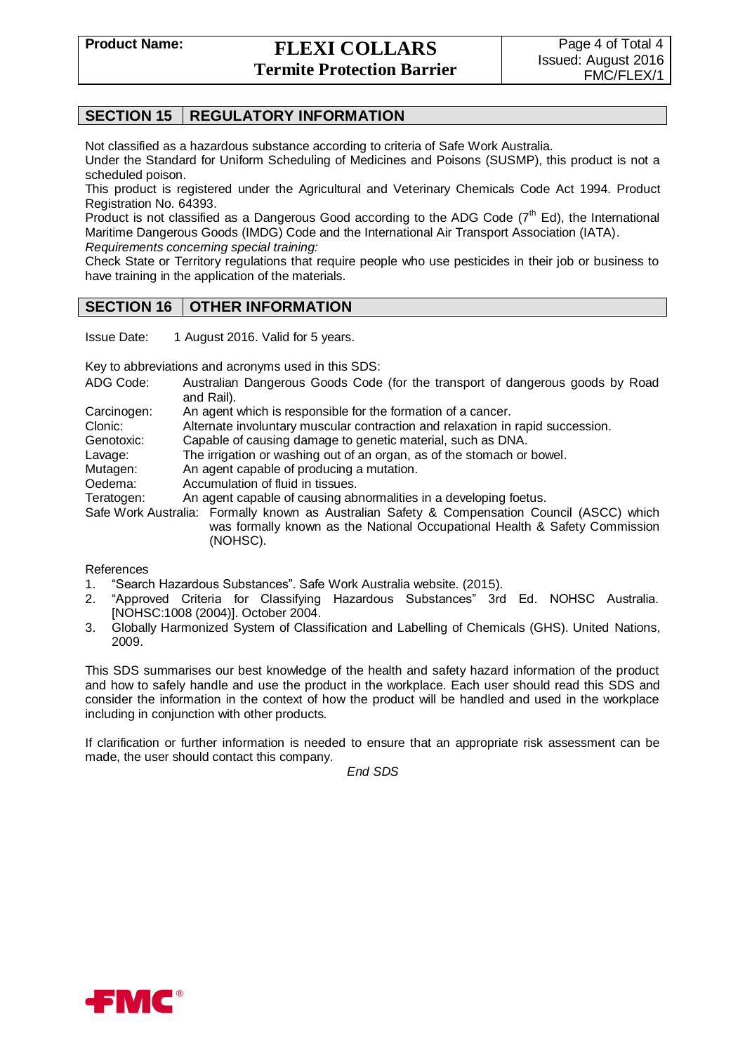## SECTION 15 REGULATORY INFORMATION

Not classified as a hazardous substance according to criteria of Safe Work Australia.

Under the Standard for Uniform Scheduling of Medicines and Poisons (SUSMP), this product is not a scheduled poison.

This product is registered under the Agricultural and Veterinary Chemicals Code Act 1994. Product Registration No. 64393.

Product is not classified as a Dangerous Good according to the ADG Code (7th Ed), the International Maritime Dangerous Goods (IMDG) Code and the International Air Transport Association (IATA).

*Requirements concerning special training:*

Check State or Territory regulations that require people who use pesticides in their job or business to have training in the application of the materials.

## SECTION 16 OTHER INFORMATION

Issue Date: 1 August 2016. Valid for 5 years.

Key to abbreviations and acronyms used in this SDS:

| | |
|---|---|
| ADG Code: | Australian Dangerous Goods Code (for the transport of dangerous goods by Road and Rail). |
| Carcinogen: | An agent which is responsible for the formation of a cancer. |
| Clonic: | Alternate involuntary muscular contraction and relaxation in rapid succession. |
| Genotoxic: | Capable of causing damage to genetic material, such as DNA. |
| Lavage: | The irrigation or washing out of an organ, as of the stomach or bowel. |
| Mutagen: | An agent capable of producing a mutation. |
| Oedema: | Accumulation of fluid in tissues. |
| Teratogen: | An agent capable of causing abnormalities in a developing foetus. |
| Safe Work Australia: | Formally known as Australian Safety & Compensation Council (ASCC) which was formally known as the National Occupational Health & Safety Commission (NOHSC). |

References

1. “Search Hazardous Substances”. Safe Work Australia website. (2015).
2. “Approved Criteria for Classifying Hazardous Substances” 3rd Ed. NOHSC Australia. [NOHSC:1008 (2004)]. October 2004.
3. Globally Harmonized System of Classification and Labelling of Chemicals (GHS). United Nations, 2009.

This SDS summarises our best knowledge of the health and safety hazard information of the product and how to safely handle and use the product in the workplace. Each user should read this SDS and consider the information in the context of how the product will be handled and used in the workplace including in conjunction with other products.

If clarification or further information is needed to ensure that an appropriate risk assessment can be made, the user should contact this company.

*End SDS*